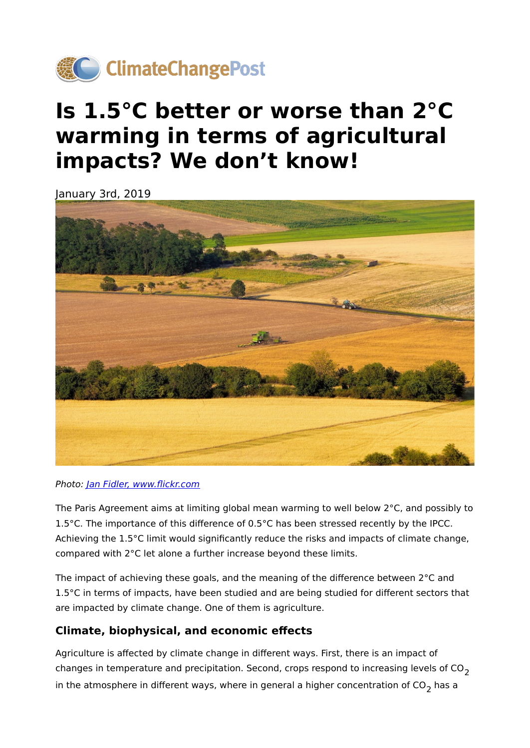ClimateChangePost

# Is 1.5°C better or worse than 2°C warming in terms of agricultural impacts? We don't know!

January 3rd, 2019

*Photo: Jan Fidler, www.flickr.com*

The Paris Agreement aims at limiting global mean warming to well below 2°C, and possibly to 1.5°C. The importance of this difference of 0.5°C has been stressed recently by the IPCC. Achieving the 1.5°C limit would significantly reduce the risks and impacts of climate change, compared with 2°C let alone a further increase beyond these limits.

The impact of achieving these goals, and the meaning of the difference between 2°C and 1.5°C in terms of impacts, have been studied and are being studied for different sectors that are impacted by climate change. One of them is agriculture.

## Climate, biophysical, and economic effects

Agriculture is affected by climate change in different ways. First, there is an impact of changes in temperature and precipitation. Second, crops respond to increasing levels of $CO_2$ in the atmosphere in different ways, where in general a higher concentration of $CO_2$ has a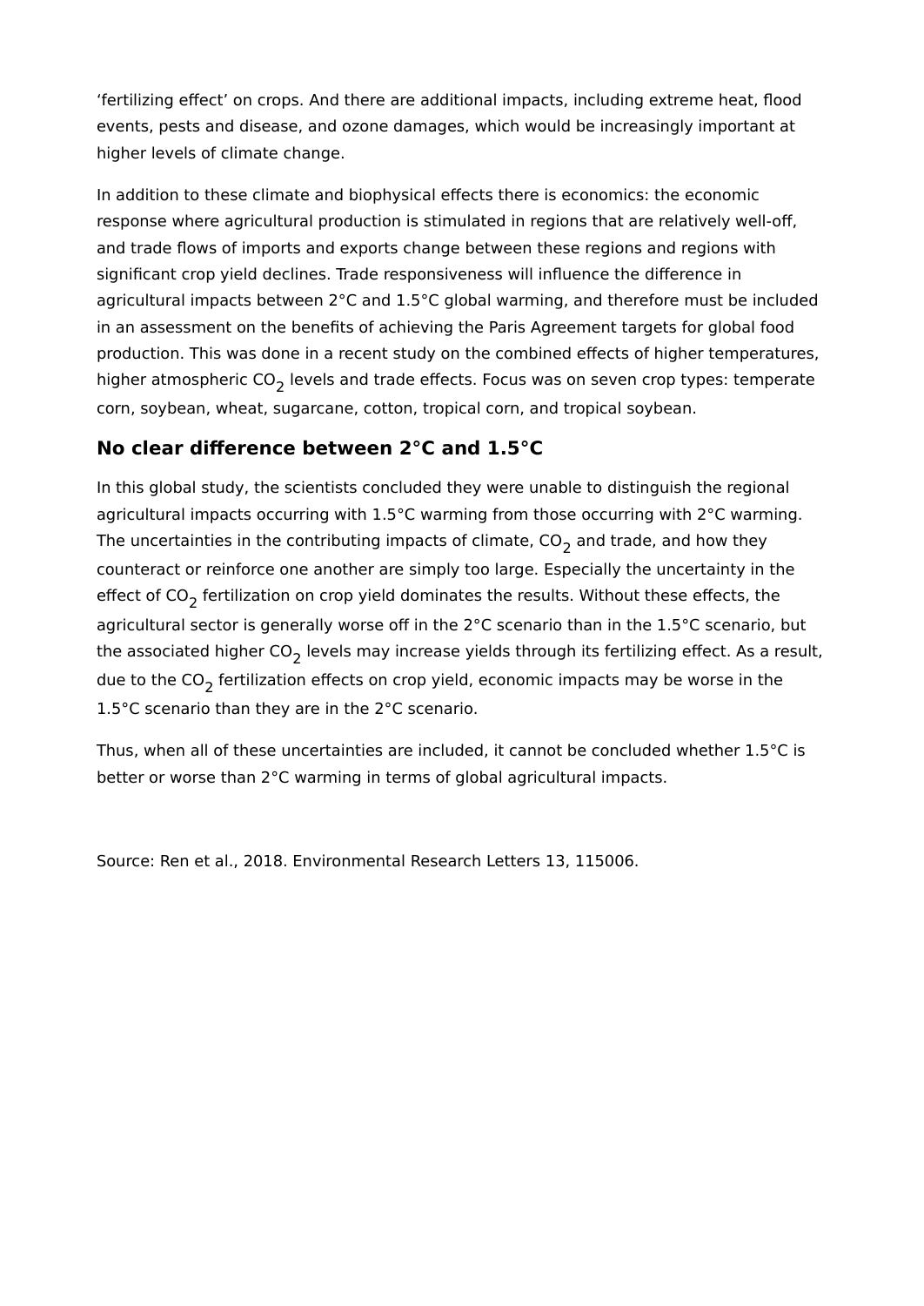‘fertilizing effect’ on crops. And there are additional impacts, including extreme heat, flood events, pests and disease, and ozone damages, which would be increasingly important at higher levels of climate change.

In addition to these climate and biophysical effects there is economics: the economic response where agricultural production is stimulated in regions that are relatively well-off, and trade flows of imports and exports change between these regions and regions with significant crop yield declines. Trade responsiveness will influence the difference in agricultural impacts between 2°C and 1.5°C global warming, and therefore must be included in an assessment on the benefits of achieving the Paris Agreement targets for global food production. This was done in a recent study on the combined effects of higher temperatures, higher atmospheric $CO_2$ levels and trade effects. Focus was on seven crop types: temperate corn, soybean, wheat, sugarcane, cotton, tropical corn, and tropical soybean.

## No clear difference between 2°C and 1.5°C

In this global study, the scientists concluded they were unable to distinguish the regional agricultural impacts occurring with 1.5°C warming from those occurring with 2°C warming. The uncertainties in the contributing impacts of climate, $CO_2$ and trade, and how they counteract or reinforce one another are simply too large. Especially the uncertainty in the effect of $CO_2$ fertilization on crop yield dominates the results. Without these effects, the agricultural sector is generally worse off in the 2°C scenario than in the 1.5°C scenario, but the associated higher $CO_2$ levels may increase yields through its fertilizing effect. As a result, due to the $CO_2$ fertilization effects on crop yield, economic impacts may be worse in the 1.5°C scenario than they are in the 2°C scenario.

Thus, when all of these uncertainties are included, it cannot be concluded whether 1.5°C is better or worse than 2°C warming in terms of global agricultural impacts.

Source: Ren et al., 2018. Environmental Research Letters 13, 115006.